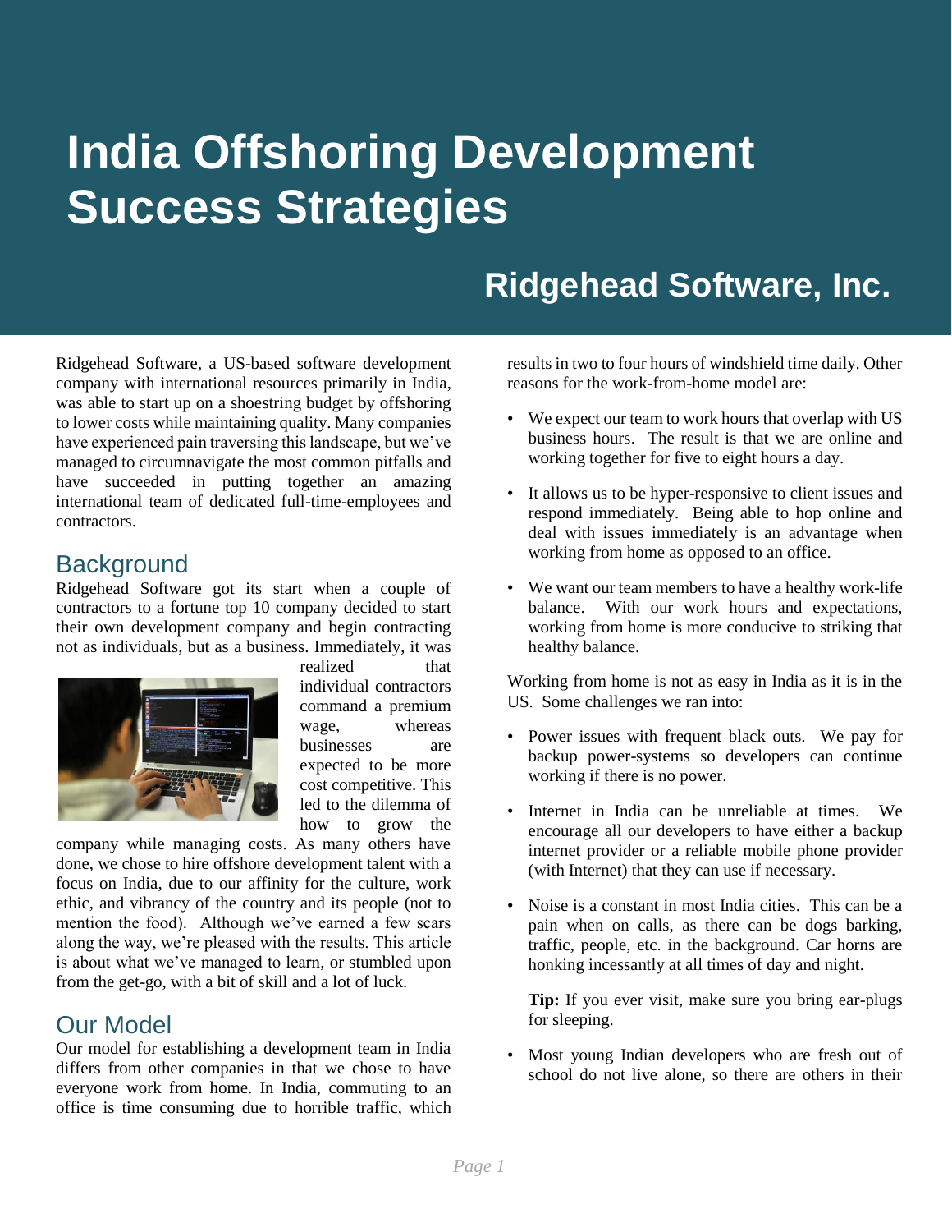# India Offshoring Development Success Strategies

## Ridgehead Software, Inc.

Ridgehead Software, a US-based software development company with international resources primarily in India, was able to start up on a shoestring budget by offshoring to lower costs while maintaining quality. Many companies have experienced pain traversing this landscape, but we've managed to circumnavigate the most common pitfalls and have succeeded in putting together an amazing international team of dedicated full-time-employees and contractors.

## Background

Ridgehead Software got its start when a couple of contractors to a fortune top 10 company decided to start their own development company and begin contracting not as individuals, but as a business. Immediately, it was realized that individual contractors command a premium wage, whereas businesses are expected to be more cost competitive. This led to the dilemma of how to grow the company while managing costs. As many others have done, we chose to hire offshore development talent with a focus on India, due to our affinity for the culture, work ethic, and vibrancy of the country and its people (not to mention the food). Although we've earned a few scars along the way, we're pleased with the results. This article is about what we've managed to learn, or stumbled upon from the get-go, with a bit of skill and a lot of luck.

## Our Model

Our model for establishing a development team in India differs from other companies in that we chose to have everyone work from home. In India, commuting to an office is time consuming due to horrible traffic, which results in two to four hours of windshield time daily. Other reasons for the work-from-home model are:

- We expect our team to work hours that overlap with US business hours. The result is that we are online and working together for five to eight hours a day.
- It allows us to be hyper-responsive to client issues and respond immediately. Being able to hop online and deal with issues immediately is an advantage when working from home as opposed to an office.
- We want our team members to have a healthy work-life balance. With our work hours and expectations, working from home is more conducive to striking that healthy balance.

Working from home is not as easy in India as it is in the US. Some challenges we ran into:

- Power issues with frequent black outs. We pay for backup power-systems so developers can continue working if there is no power.
- Internet in India can be unreliable at times. We encourage all our developers to have either a backup internet provider or a reliable mobile phone provider (with Internet) that they can use if necessary.
- Noise is a constant in most India cities. This can be a pain when on calls, as there can be dogs barking, traffic, people, etc. in the background. Car horns are honking incessantly at all times of day and night.

  **Tip:** If you ever visit, make sure you bring ear-plugs for sleeping.

- Most young Indian developers who are fresh out of school do not live alone, so there are others in their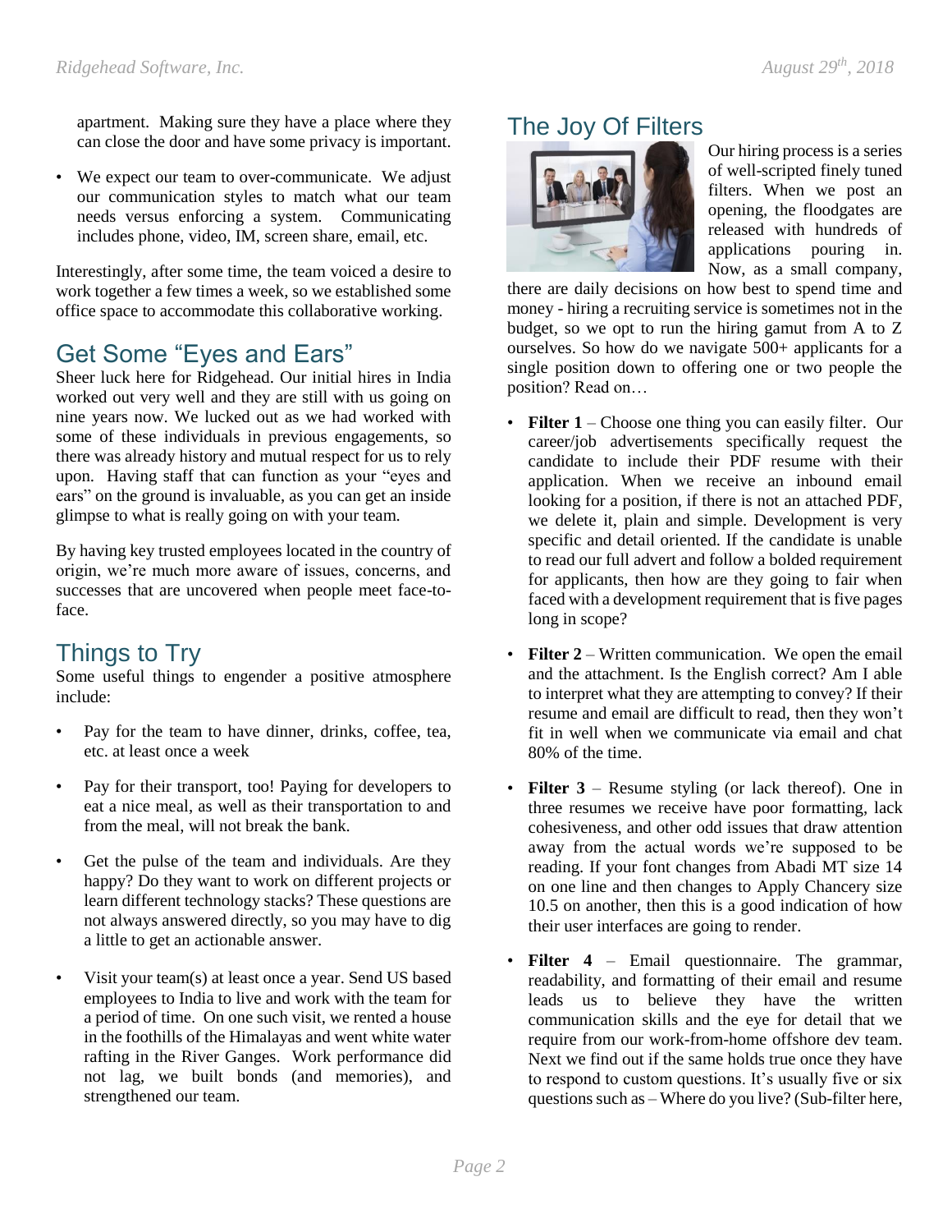apartment. Making sure they have a place where they can close the door and have some privacy is important.

- We expect our team to over-communicate. We adjust our communication styles to match what our team needs versus enforcing a system. Communicating includes phone, video, IM, screen share, email, etc.

Interestingly, after some time, the team voiced a desire to work together a few times a week, so we established some office space to accommodate this collaborative working.

## Get Some "Eyes and Ears"

Sheer luck here for Ridgehead. Our initial hires in India worked out very well and they are still with us going on nine years now. We lucked out as we had worked with some of these individuals in previous engagements, so there was already history and mutual respect for us to rely upon. Having staff that can function as your "eyes and ears" on the ground is invaluable, as you can get an inside glimpse to what is really going on with your team.

By having key trusted employees located in the country of origin, we're much more aware of issues, concerns, and successes that are uncovered when people meet face-to-face.

## Things to Try

Some useful things to engender a positive atmosphere include:

- Pay for the team to have dinner, drinks, coffee, tea, etc. at least once a week
- Pay for their transport, too! Paying for developers to eat a nice meal, as well as their transportation to and from the meal, will not break the bank.
- Get the pulse of the team and individuals. Are they happy? Do they want to work on different projects or learn different technology stacks? These questions are not always answered directly, so you may have to dig a little to get an actionable answer.
- Visit your team(s) at least once a year. Send US based employees to India to live and work with the team for a period of time. On one such visit, we rented a house in the foothills of the Himalayas and went white water rafting in the River Ganges. Work performance did not lag, we built bonds (and memories), and strengthened our team.

## The Joy Of Filters

Our hiring process is a series of well-scripted finely tuned filters. When we post an opening, the floodgates are released with hundreds of applications pouring in. Now, as a small company, there are daily decisions on how best to spend time and money - hiring a recruiting service is sometimes not in the budget, so we opt to run the hiring gamut from A to Z ourselves. So how do we navigate 500+ applicants for a single position down to offering one or two people the position? Read on…

- **Filter 1** – Choose one thing you can easily filter. Our career/job advertisements specifically request the candidate to include their PDF resume with their application. When we receive an inbound email looking for a position, if there is not an attached PDF, we delete it, plain and simple. Development is very specific and detail oriented. If the candidate is unable to read our full advert and follow a bolded requirement for applicants, then how are they going to fair when faced with a development requirement that is five pages long in scope?
- **Filter 2** – Written communication. We open the email and the attachment. Is the English correct? Am I able to interpret what they are attempting to convey? If their resume and email are difficult to read, then they won't fit in well when we communicate via email and chat 80% of the time.
- **Filter 3** – Resume styling (or lack thereof). One in three resumes we receive have poor formatting, lack cohesiveness, and other odd issues that draw attention away from the actual words we're supposed to be reading. If your font changes from Abadi MT size 14 on one line and then changes to Apply Chancery size 10.5 on another, then this is a good indication of how their user interfaces are going to render.
- **Filter 4** – Email questionnaire. The grammar, readability, and formatting of their email and resume leads us to believe they have the written communication skills and the eye for detail that we require from our work-from-home offshore dev team. Next we find out if the same holds true once they have to respond to custom questions. It's usually five or six questions such as – Where do you live? (Sub-filter here,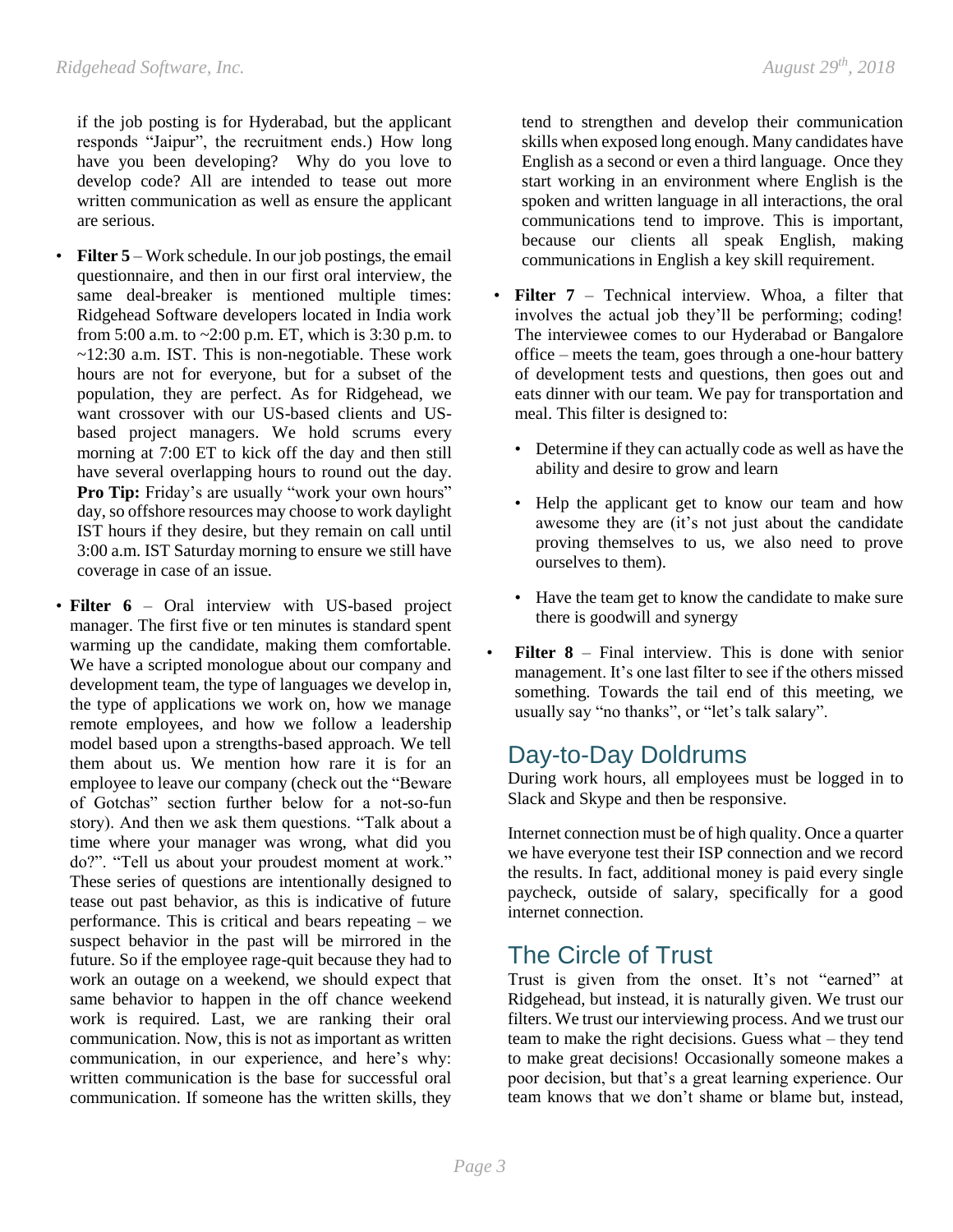if the job posting is for Hyderabad, but the applicant responds "Jaipur", the recruitment ends.) How long have you been developing? Why do you love to develop code? All are intended to tease out more written communication as well as ensure the applicant are serious.

- **Filter 5** – Work schedule. In our job postings, the email questionnaire, and then in our first oral interview, the same deal-breaker is mentioned multiple times: Ridgehead Software developers located in India work from 5:00 a.m. to ~2:00 p.m. ET, which is 3:30 p.m. to ~12:30 a.m. IST. This is non-negotiable. These work hours are not for everyone, but for a subset of the population, they are perfect. As for Ridgehead, we want crossover with our US-based clients and US-based project managers. We hold scrums every morning at 7:00 ET to kick off the day and then still have several overlapping hours to round out the day. **Pro Tip:** Friday's are usually "work your own hours" day, so offshore resources may choose to work daylight IST hours if they desire, but they remain on call until 3:00 a.m. IST Saturday morning to ensure we still have coverage in case of an issue.

- **Filter 6** – Oral interview with US-based project manager. The first five or ten minutes is standard spent warming up the candidate, making them comfortable. We have a scripted monologue about our company and development team, the type of languages we develop in, the type of applications we work on, how we manage remote employees, and how we follow a leadership model based upon a strengths-based approach. We tell them about us. We mention how rare it is for an employee to leave our company (check out the "Beware of Gotchas" section further below for a not-so-fun story). And then we ask them questions. "Talk about a time where your manager was wrong, what did you do?". "Tell us about your proudest moment at work." These series of questions are intentionally designed to tease out past behavior, as this is indicative of future performance. This is critical and bears repeating – we suspect behavior in the past will be mirrored in the future. So if the employee rage-quit because they had to work an outage on a weekend, we should expect that same behavior to happen in the off chance weekend work is required. Last, we are ranking their oral communication. Now, this is not as important as written communication, in our experience, and here's why: written communication is the base for successful oral communication. If someone has the written skills, they tend to strengthen and develop their communication skills when exposed long enough. Many candidates have English as a second or even a third language. Once they start working in an environment where English is the spoken and written language in all interactions, the oral communications tend to improve. This is important, because our clients all speak English, making communications in English a key skill requirement.

- **Filter 7** – Technical interview. Whoa, a filter that involves the actual job they'll be performing; coding! The interviewee comes to our Hyderabad or Bangalore office – meets the team, goes through a one-hour battery of development tests and questions, then goes out and eats dinner with our team. We pay for transportation and meal. This filter is designed to:
  - Determine if they can actually code as well as have the ability and desire to grow and learn
  - Help the applicant get to know our team and how awesome they are (it's not just about the candidate proving themselves to us, we also need to prove ourselves to them).
  - Have the team get to know the candidate to make sure there is goodwill and synergy

- **Filter 8** – Final interview. This is done with senior management. It's one last filter to see if the others missed something. Towards the tail end of this meeting, we usually say "no thanks", or "let's talk salary".

## Day-to-Day Doldrums

During work hours, all employees must be logged in to Slack and Skype and then be responsive.

Internet connection must be of high quality. Once a quarter we have everyone test their ISP connection and we record the results. In fact, additional money is paid every single paycheck, outside of salary, specifically for a good internet connection.

## The Circle of Trust

Trust is given from the onset. It's not "earned" at Ridgehead, but instead, it is naturally given. We trust our filters. We trust our interviewing process. And we trust our team to make the right decisions. Guess what – they tend to make great decisions! Occasionally someone makes a poor decision, but that's a great learning experience. Our team knows that we don't shame or blame but, instead,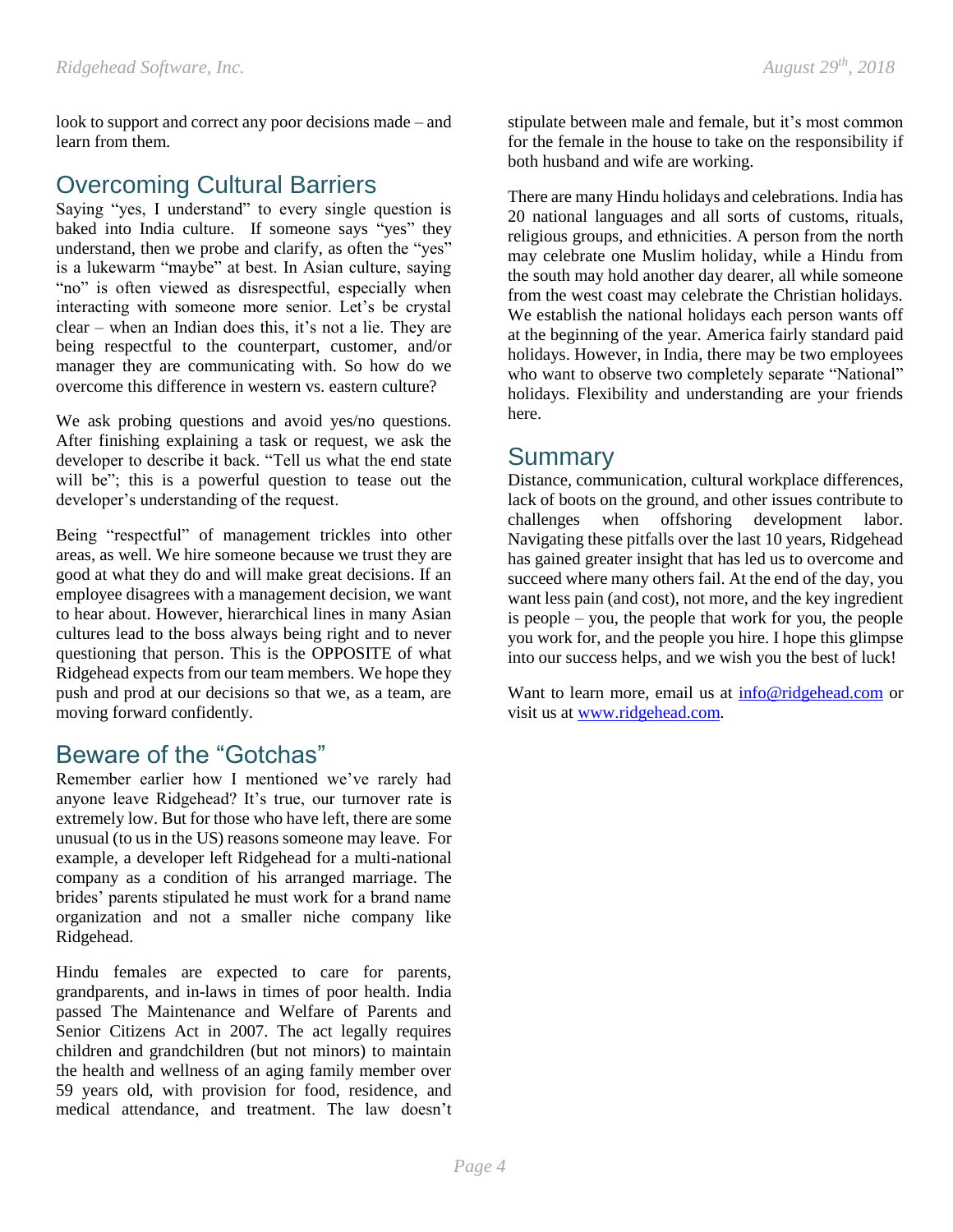look to support and correct any poor decisions made – and learn from them.

## Overcoming Cultural Barriers

Saying "yes, I understand" to every single question is baked into India culture. If someone says "yes" they understand, then we probe and clarify, as often the "yes" is a lukewarm "maybe" at best. In Asian culture, saying "no" is often viewed as disrespectful, especially when interacting with someone more senior. Let's be crystal clear – when an Indian does this, it's not a lie. They are being respectful to the counterpart, customer, and/or manager they are communicating with. So how do we overcome this difference in western vs. eastern culture?

We ask probing questions and avoid yes/no questions. After finishing explaining a task or request, we ask the developer to describe it back. "Tell us what the end state will be"; this is a powerful question to tease out the developer's understanding of the request.

Being "respectful" of management trickles into other areas, as well. We hire someone because we trust they are good at what they do and will make great decisions. If an employee disagrees with a management decision, we want to hear about. However, hierarchical lines in many Asian cultures lead to the boss always being right and to never questioning that person. This is the OPPOSITE of what Ridgehead expects from our team members. We hope they push and prod at our decisions so that we, as a team, are moving forward confidently.

## Beware of the "Gotchas"

Remember earlier how I mentioned we've rarely had anyone leave Ridgehead? It's true, our turnover rate is extremely low. But for those who have left, there are some unusual (to us in the US) reasons someone may leave. For example, a developer left Ridgehead for a multi-national company as a condition of his arranged marriage. The brides' parents stipulated he must work for a brand name organization and not a smaller niche company like Ridgehead.

Hindu females are expected to care for parents, grandparents, and in-laws in times of poor health. India passed The Maintenance and Welfare of Parents and Senior Citizens Act in 2007. The act legally requires children and grandchildren (but not minors) to maintain the health and wellness of an aging family member over 59 years old, with provision for food, residence, and medical attendance, and treatment. The law doesn't stipulate between male and female, but it's most common for the female in the house to take on the responsibility if both husband and wife are working.

There are many Hindu holidays and celebrations. India has 20 national languages and all sorts of customs, rituals, religious groups, and ethnicities. A person from the north may celebrate one Muslim holiday, while a Hindu from the south may hold another day dearer, all while someone from the west coast may celebrate the Christian holidays. We establish the national holidays each person wants off at the beginning of the year. America fairly standard paid holidays. However, in India, there may be two employees who want to observe two completely separate "National" holidays. Flexibility and understanding are your friends here.

## Summary

Distance, communication, cultural workplace differences, lack of boots on the ground, and other issues contribute to challenges when offshoring development labor. Navigating these pitfalls over the last 10 years, Ridgehead has gained greater insight that has led us to overcome and succeed where many others fail. At the end of the day, you want less pain (and cost), not more, and the key ingredient is people – you, the people that work for you, the people you work for, and the people you hire. I hope this glimpse into our success helps, and we wish you the best of luck!

Want to learn more, email us at [info@ridgehead.com](mailto:info@ridgehead.com) or visit us at [www.ridgehead.com](http://www.ridgehead.com).